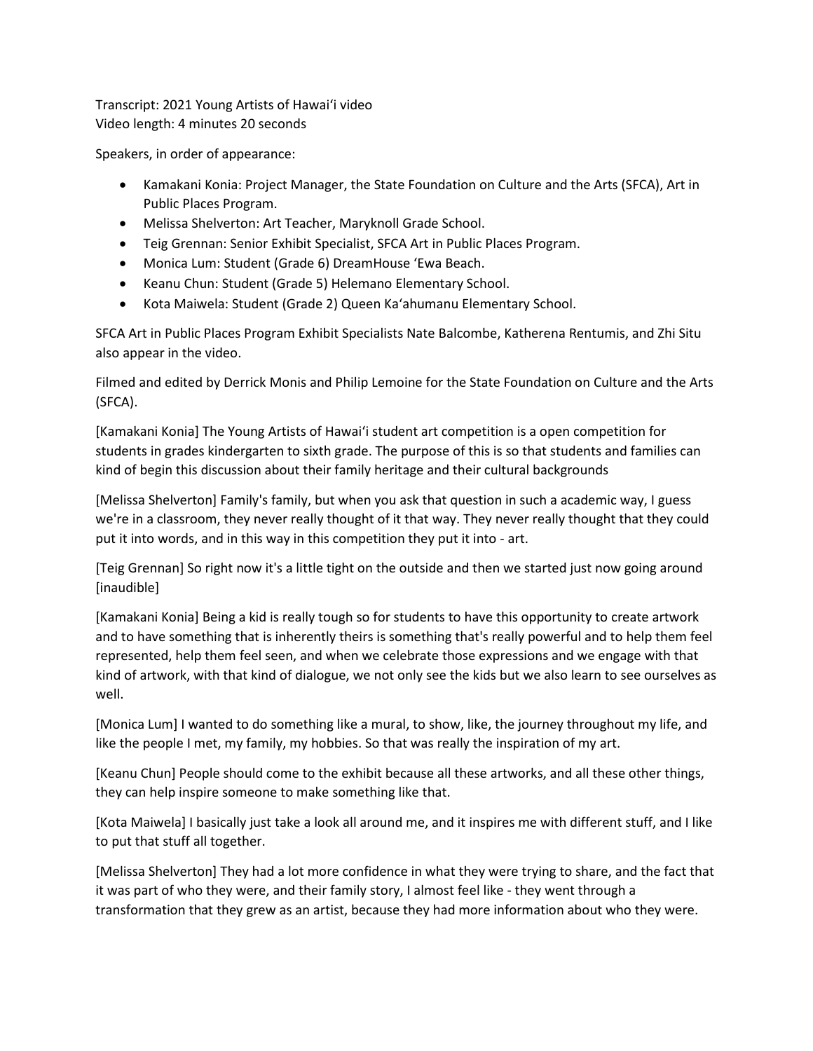Transcript: 2021 Young Artists of Hawaiʻi video
Video length: 4 minutes 20 seconds

Speakers, in order of appearance:

- Kamakani Konia: Project Manager, the State Foundation on Culture and the Arts (SFCA), Art in Public Places Program.
- Melissa Shelverton: Art Teacher, Maryknoll Grade School.
- Teig Grennan: Senior Exhibit Specialist, SFCA Art in Public Places Program.
- Monica Lum: Student (Grade 6) DreamHouse ʻEwa Beach.
- Keanu Chun: Student (Grade 5) Helemano Elementary School.
- Kota Maiwela: Student (Grade 2) Queen Kaʻahumanu Elementary School.

SFCA Art in Public Places Program Exhibit Specialists Nate Balcombe, Katherena Rentumis, and Zhi Situ also appear in the video.

Filmed and edited by Derrick Monis and Philip Lemoine for the State Foundation on Culture and the Arts (SFCA).

[Kamakani Konia] The Young Artists of Hawaiʻi student art competition is a open competition for students in grades kindergarten to sixth grade. The purpose of this is so that students and families can kind of begin this discussion about their family heritage and their cultural backgrounds

[Melissa Shelverton] Family's family, but when you ask that question in such a academic way, I guess we're in a classroom, they never really thought of it that way. They never really thought that they could put it into words, and in this way in this competition they put it into - art.

[Teig Grennan] So right now it's a little tight on the outside and then we started just now going around [inaudible]

[Kamakani Konia] Being a kid is really tough so for students to have this opportunity to create artwork and to have something that is inherently theirs is something that's really powerful and to help them feel represented, help them feel seen, and when we celebrate those expressions and we engage with that kind of artwork, with that kind of dialogue, we not only see the kids but we also learn to see ourselves as well.

[Monica Lum] I wanted to do something like a mural, to show, like, the journey throughout my life, and like the people I met, my family, my hobbies. So that was really the inspiration of my art.

[Keanu Chun] People should come to the exhibit because all these artworks, and all these other things, they can help inspire someone to make something like that.

[Kota Maiwela] I basically just take a look all around me, and it inspires me with different stuff, and I like to put that stuff all together.

[Melissa Shelverton] They had a lot more confidence in what they were trying to share, and the fact that it was part of who they were, and their family story, I almost feel like - they went through a transformation that they grew as an artist, because they had more information about who they were.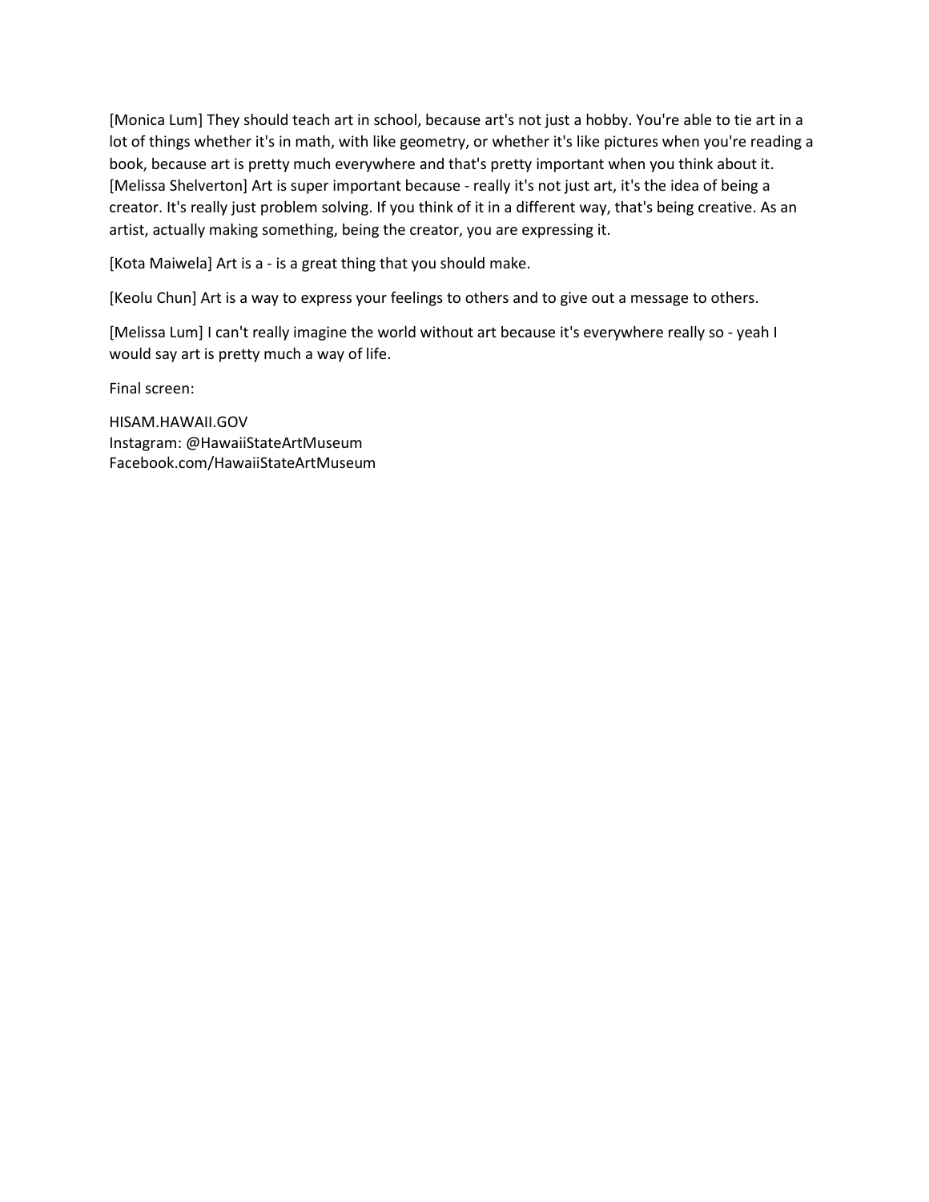[Monica Lum] They should teach art in school, because art's not just a hobby. You're able to tie art in a lot of things whether it's in math, with like geometry, or whether it's like pictures when you're reading a book, because art is pretty much everywhere and that's pretty important when you think about it. [Melissa Shelverton] Art is super important because - really it's not just art, it's the idea of being a creator. It's really just problem solving. If you think of it in a different way, that's being creative. As an artist, actually making something, being the creator, you are expressing it.

[Kota Maiwela] Art is a - is a great thing that you should make.

[Keolu Chun] Art is a way to express your feelings to others and to give out a message to others.

[Melissa Lum] I can't really imagine the world without art because it's everywhere really so - yeah I would say art is pretty much a way of life.

Final screen:

HISAM.HAWAII.GOV
Instagram: @HawaiiStateArtMuseum
Facebook.com/HawaiiStateArtMuseum